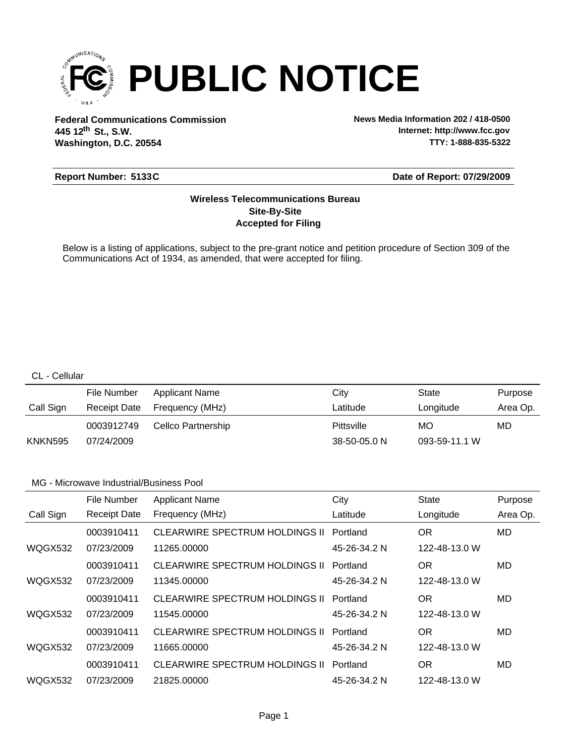# PUBLIC NOTICE

**Federal Communications Commission**
**445 12th St., S.W.**
**Washington, D.C. 20554**

**News Media Information 202 / 418-0500**
**Internet: http://www.fcc.gov**
**TTY: 1-888-835-5322**

**Report Number: 5133C**

**Date of Report: 07/29/2009**

**Wireless Telecommunications Bureau**
**Site-By-Site**
**Accepted for Filing**

Below is a listing of applications, subject to the pre-grant notice and petition procedure of Section 309 of the Communications Act of 1934, as amended, that were accepted for filing.

CL - Cellular

| Call Sign | File Number / Receipt Date | Applicant Name / Frequency (MHz) | City / Latitude | State / Longitude | Purpose / Area Op. |
|---|---|---|---|---|---|
| KNKN595 | 0003912749 / 07/24/2009 | Cellco Partnership | Pittsville / 38-50-05.0 N | MO / 093-59-11.1 W | MD |

MG - Microwave Industrial/Business Pool

| Call Sign | File Number / Receipt Date | Applicant Name / Frequency (MHz) | City / Latitude | State / Longitude | Purpose / Area Op. |
|---|---|---|---|---|---|
| WQGX532 | 0003910411 / 07/23/2009 | CLEARWIRE SPECTRUM HOLDINGS II / 11265.00000 | Portland / 45-26-34.2 N | OR / 122-48-13.0 W | MD |
| WQGX532 | 0003910411 / 07/23/2009 | CLEARWIRE SPECTRUM HOLDINGS II / 11345.00000 | Portland / 45-26-34.2 N | OR / 122-48-13.0 W | MD |
| WQGX532 | 0003910411 / 07/23/2009 | CLEARWIRE SPECTRUM HOLDINGS II / 11545.00000 | Portland / 45-26-34.2 N | OR / 122-48-13.0 W | MD |
| WQGX532 | 0003910411 / 07/23/2009 | CLEARWIRE SPECTRUM HOLDINGS II / 11665.00000 | Portland / 45-26-34.2 N | OR / 122-48-13.0 W | MD |
| WQGX532 | 0003910411 / 07/23/2009 | CLEARWIRE SPECTRUM HOLDINGS II / 21825.00000 | Portland / 45-26-34.2 N | OR / 122-48-13.0 W | MD |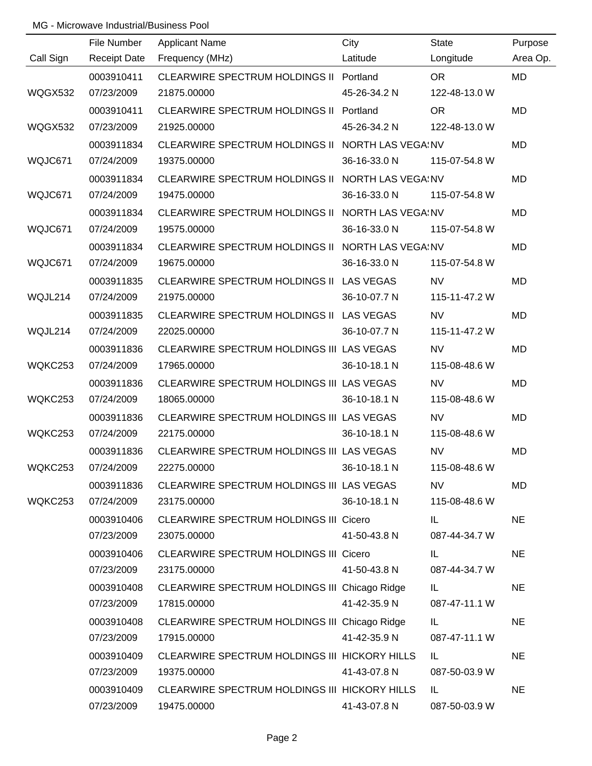MG - Microwave Industrial/Business Pool

| Call Sign | File Number / Receipt Date | Applicant Name / Frequency (MHz) | City / Latitude | State / Longitude | Purpose / Area Op. |
|---|---|---|---|---|---|
| | 0003910411 | CLEARWIRE SPECTRUM HOLDINGS II | Portland | OR | MD |
| WQGX532 | 07/23/2009 | 21875.00000 | 45-26-34.2 N | 122-48-13.0 W | |
| | 0003910411 | CLEARWIRE SPECTRUM HOLDINGS II | Portland | OR | MD |
| WQGX532 | 07/23/2009 | 21925.00000 | 45-26-34.2 N | 122-48-13.0 W | |
| | 0003911834 | CLEARWIRE SPECTRUM HOLDINGS II | NORTH LAS VEGAS | NV | MD |
| WQJC671 | 07/24/2009 | 19375.00000 | 36-16-33.0 N | 115-07-54.8 W | |
| | 0003911834 | CLEARWIRE SPECTRUM HOLDINGS II | NORTH LAS VEGAS | NV | MD |
| WQJC671 | 07/24/2009 | 19475.00000 | 36-16-33.0 N | 115-07-54.8 W | |
| | 0003911834 | CLEARWIRE SPECTRUM HOLDINGS II | NORTH LAS VEGAS | NV | MD |
| WQJC671 | 07/24/2009 | 19575.00000 | 36-16-33.0 N | 115-07-54.8 W | |
| | 0003911834 | CLEARWIRE SPECTRUM HOLDINGS II | NORTH LAS VEGAS | NV | MD |
| WQJC671 | 07/24/2009 | 19675.00000 | 36-16-33.0 N | 115-07-54.8 W | |
| | 0003911835 | CLEARWIRE SPECTRUM HOLDINGS II | LAS VEGAS | NV | MD |
| WQJL214 | 07/24/2009 | 21975.00000 | 36-10-07.7 N | 115-11-47.2 W | |
| | 0003911835 | CLEARWIRE SPECTRUM HOLDINGS II | LAS VEGAS | NV | MD |
| WQJL214 | 07/24/2009 | 22025.00000 | 36-10-07.7 N | 115-11-47.2 W | |
| | 0003911836 | CLEARWIRE SPECTRUM HOLDINGS III | LAS VEGAS | NV | MD |
| WQKC253 | 07/24/2009 | 17965.00000 | 36-10-18.1 N | 115-08-48.6 W | |
| | 0003911836 | CLEARWIRE SPECTRUM HOLDINGS III | LAS VEGAS | NV | MD |
| WQKC253 | 07/24/2009 | 18065.00000 | 36-10-18.1 N | 115-08-48.6 W | |
| | 0003911836 | CLEARWIRE SPECTRUM HOLDINGS III | LAS VEGAS | NV | MD |
| WQKC253 | 07/24/2009 | 22175.00000 | 36-10-18.1 N | 115-08-48.6 W | |
| | 0003911836 | CLEARWIRE SPECTRUM HOLDINGS III | LAS VEGAS | NV | MD |
| WQKC253 | 07/24/2009 | 22275.00000 | 36-10-18.1 N | 115-08-48.6 W | |
| | 0003911836 | CLEARWIRE SPECTRUM HOLDINGS III | LAS VEGAS | NV | MD |
| WQKC253 | 07/24/2009 | 23175.00000 | 36-10-18.1 N | 115-08-48.6 W | |
| | 0003910406 | CLEARWIRE SPECTRUM HOLDINGS III | Cicero | IL | NE |
| | 07/23/2009 | 23075.00000 | 41-50-43.8 N | 087-44-34.7 W | |
| | 0003910406 | CLEARWIRE SPECTRUM HOLDINGS III | Cicero | IL | NE |
| | 07/23/2009 | 23175.00000 | 41-50-43.8 N | 087-44-34.7 W | |
| | 0003910408 | CLEARWIRE SPECTRUM HOLDINGS III | Chicago Ridge | IL | NE |
| | 07/23/2009 | 17815.00000 | 41-42-35.9 N | 087-47-11.1 W | |
| | 0003910408 | CLEARWIRE SPECTRUM HOLDINGS III | Chicago Ridge | IL | NE |
| | 07/23/2009 | 17915.00000 | 41-42-35.9 N | 087-47-11.1 W | |
| | 0003910409 | CLEARWIRE SPECTRUM HOLDINGS III | HICKORY HILLS | IL | NE |
| | 07/23/2009 | 19375.00000 | 41-43-07.8 N | 087-50-03.9 W | |
| | 0003910409 | CLEARWIRE SPECTRUM HOLDINGS III | HICKORY HILLS | IL | NE |
| | 07/23/2009 | 19475.00000 | 41-43-07.8 N | 087-50-03.9 W | |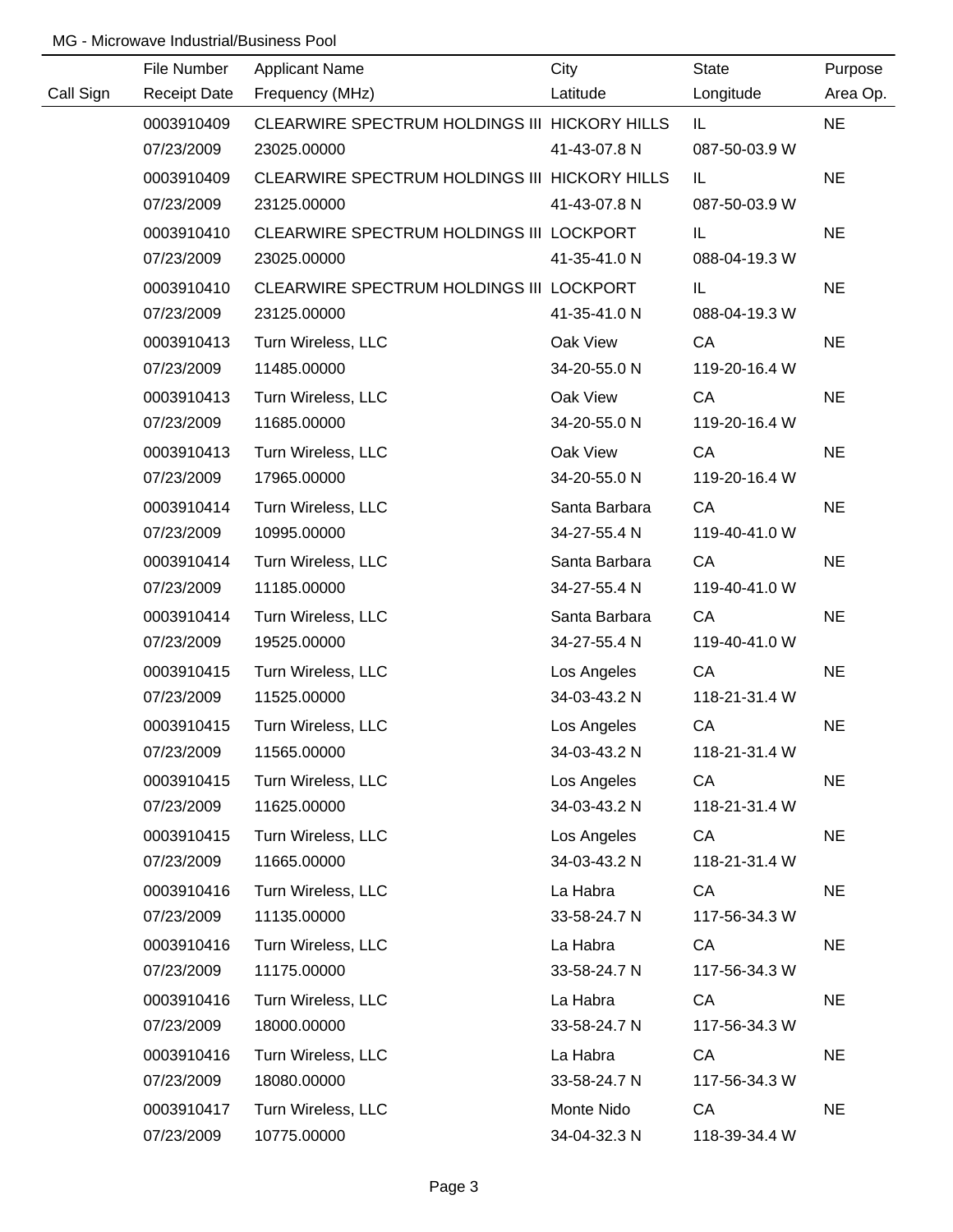MG - Microwave Industrial/Business Pool

| Call Sign | File Number<br>Receipt Date | Applicant Name<br>Frequency (MHz) | City<br>Latitude | State<br>Longitude | Purpose<br>Area Op. |
|---|---|---|---|---|---|
| | 0003910409<br>07/23/2009 | CLEARWIRE SPECTRUM HOLDINGS III<br>23025.00000 | HICKORY HILLS<br>41-43-07.8 N | IL<br>087-50-03.9 W | NE |
| | 0003910409<br>07/23/2009 | CLEARWIRE SPECTRUM HOLDINGS III<br>23125.00000 | HICKORY HILLS<br>41-43-07.8 N | IL<br>087-50-03.9 W | NE |
| | 0003910410<br>07/23/2009 | CLEARWIRE SPECTRUM HOLDINGS III<br>23025.00000 | LOCKPORT<br>41-35-41.0 N | IL<br>088-04-19.3 W | NE |
| | 0003910410<br>07/23/2009 | CLEARWIRE SPECTRUM HOLDINGS III<br>23125.00000 | LOCKPORT<br>41-35-41.0 N | IL<br>088-04-19.3 W | NE |
| | 0003910413<br>07/23/2009 | Turn Wireless, LLC<br>11485.00000 | Oak View<br>34-20-55.0 N | CA<br>119-20-16.4 W | NE |
| | 0003910413<br>07/23/2009 | Turn Wireless, LLC<br>11685.00000 | Oak View<br>34-20-55.0 N | CA<br>119-20-16.4 W | NE |
| | 0003910413<br>07/23/2009 | Turn Wireless, LLC<br>17965.00000 | Oak View<br>34-20-55.0 N | CA<br>119-20-16.4 W | NE |
| | 0003910414<br>07/23/2009 | Turn Wireless, LLC<br>10995.00000 | Santa Barbara<br>34-27-55.4 N | CA<br>119-40-41.0 W | NE |
| | 0003910414<br>07/23/2009 | Turn Wireless, LLC<br>11185.00000 | Santa Barbara<br>34-27-55.4 N | CA<br>119-40-41.0 W | NE |
| | 0003910414<br>07/23/2009 | Turn Wireless, LLC<br>19525.00000 | Santa Barbara<br>34-27-55.4 N | CA<br>119-40-41.0 W | NE |
| | 0003910415<br>07/23/2009 | Turn Wireless, LLC<br>11525.00000 | Los Angeles<br>34-03-43.2 N | CA<br>118-21-31.4 W | NE |
| | 0003910415<br>07/23/2009 | Turn Wireless, LLC<br>11565.00000 | Los Angeles<br>34-03-43.2 N | CA<br>118-21-31.4 W | NE |
| | 0003910415<br>07/23/2009 | Turn Wireless, LLC<br>11625.00000 | Los Angeles<br>34-03-43.2 N | CA<br>118-21-31.4 W | NE |
| | 0003910415<br>07/23/2009 | Turn Wireless, LLC<br>11665.00000 | Los Angeles<br>34-03-43.2 N | CA<br>118-21-31.4 W | NE |
| | 0003910416<br>07/23/2009 | Turn Wireless, LLC<br>11135.00000 | La Habra<br>33-58-24.7 N | CA<br>117-56-34.3 W | NE |
| | 0003910416<br>07/23/2009 | Turn Wireless, LLC<br>11175.00000 | La Habra<br>33-58-24.7 N | CA<br>117-56-34.3 W | NE |
| | 0003910416<br>07/23/2009 | Turn Wireless, LLC<br>18000.00000 | La Habra<br>33-58-24.7 N | CA<br>117-56-34.3 W | NE |
| | 0003910416<br>07/23/2009 | Turn Wireless, LLC<br>18080.00000 | La Habra<br>33-58-24.7 N | CA<br>117-56-34.3 W | NE |
| | 0003910417<br>07/23/2009 | Turn Wireless, LLC<br>10775.00000 | Monte Nido<br>34-04-32.3 N | CA<br>118-39-34.4 W | NE |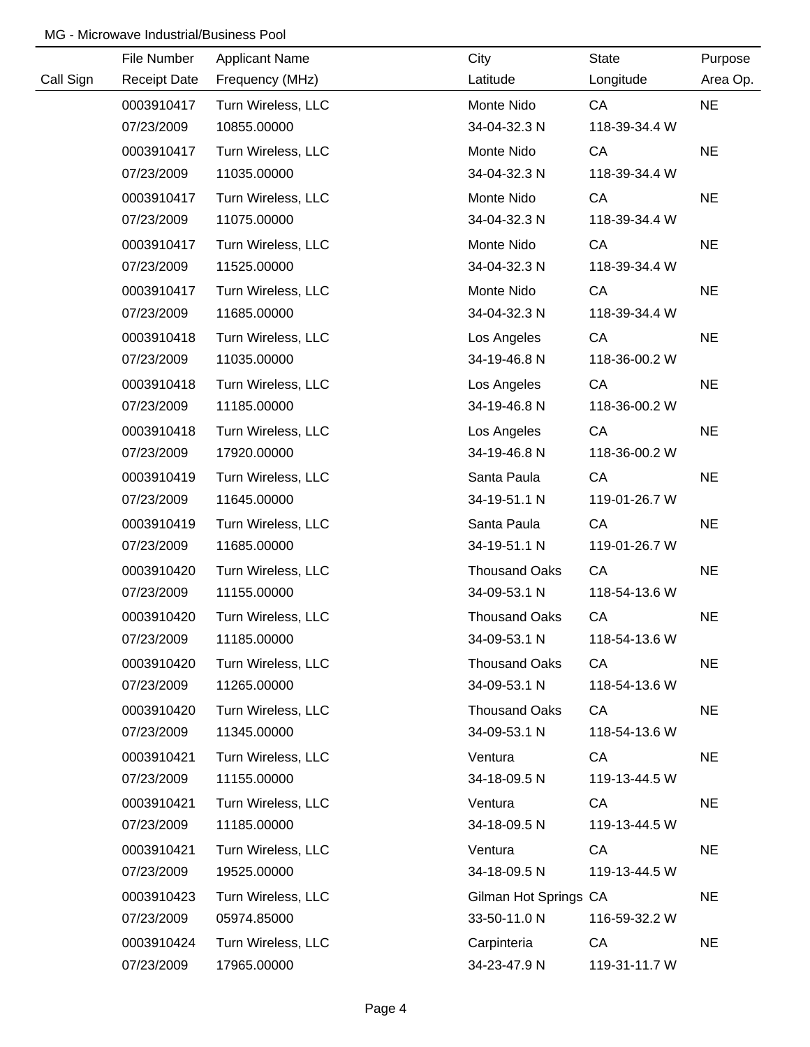MG - Microwave Industrial/Business Pool

| Call Sign | File Number<br>Receipt Date | Applicant Name<br>Frequency (MHz) | City<br>Latitude | State<br>Longitude | Purpose<br>Area Op. |
|---|---|---|---|---|---|
| | 0003910417<br>07/23/2009 | Turn Wireless, LLC<br>10855.00000 | Monte Nido<br>34-04-32.3 N | CA<br>118-39-34.4 W | NE |
| | 0003910417<br>07/23/2009 | Turn Wireless, LLC<br>11035.00000 | Monte Nido<br>34-04-32.3 N | CA<br>118-39-34.4 W | NE |
| | 0003910417<br>07/23/2009 | Turn Wireless, LLC<br>11075.00000 | Monte Nido<br>34-04-32.3 N | CA<br>118-39-34.4 W | NE |
| | 0003910417<br>07/23/2009 | Turn Wireless, LLC<br>11525.00000 | Monte Nido<br>34-04-32.3 N | CA<br>118-39-34.4 W | NE |
| | 0003910417<br>07/23/2009 | Turn Wireless, LLC<br>11685.00000 | Monte Nido<br>34-04-32.3 N | CA<br>118-39-34.4 W | NE |
| | 0003910418<br>07/23/2009 | Turn Wireless, LLC<br>11035.00000 | Los Angeles<br>34-19-46.8 N | CA<br>118-36-00.2 W | NE |
| | 0003910418<br>07/23/2009 | Turn Wireless, LLC<br>11185.00000 | Los Angeles<br>34-19-46.8 N | CA<br>118-36-00.2 W | NE |
| | 0003910418<br>07/23/2009 | Turn Wireless, LLC<br>17920.00000 | Los Angeles<br>34-19-46.8 N | CA<br>118-36-00.2 W | NE |
| | 0003910419<br>07/23/2009 | Turn Wireless, LLC<br>11645.00000 | Santa Paula<br>34-19-51.1 N | CA<br>119-01-26.7 W | NE |
| | 0003910419<br>07/23/2009 | Turn Wireless, LLC<br>11685.00000 | Santa Paula<br>34-19-51.1 N | CA<br>119-01-26.7 W | NE |
| | 0003910420<br>07/23/2009 | Turn Wireless, LLC<br>11155.00000 | Thousand Oaks<br>34-09-53.1 N | CA<br>118-54-13.6 W | NE |
| | 0003910420<br>07/23/2009 | Turn Wireless, LLC<br>11185.00000 | Thousand Oaks<br>34-09-53.1 N | CA<br>118-54-13.6 W | NE |
| | 0003910420<br>07/23/2009 | Turn Wireless, LLC<br>11265.00000 | Thousand Oaks<br>34-09-53.1 N | CA<br>118-54-13.6 W | NE |
| | 0003910420<br>07/23/2009 | Turn Wireless, LLC<br>11345.00000 | Thousand Oaks<br>34-09-53.1 N | CA<br>118-54-13.6 W | NE |
| | 0003910421<br>07/23/2009 | Turn Wireless, LLC<br>11155.00000 | Ventura<br>34-18-09.5 N | CA<br>119-13-44.5 W | NE |
| | 0003910421<br>07/23/2009 | Turn Wireless, LLC<br>11185.00000 | Ventura<br>34-18-09.5 N | CA<br>119-13-44.5 W | NE |
| | 0003910421<br>07/23/2009 | Turn Wireless, LLC<br>19525.00000 | Ventura<br>34-18-09.5 N | CA<br>119-13-44.5 W | NE |
| | 0003910423<br>07/23/2009 | Turn Wireless, LLC<br>05974.85000 | Gilman Hot Springs<br>33-50-11.0 N | CA<br>116-59-32.2 W | NE |
| | 0003910424<br>07/23/2009 | Turn Wireless, LLC<br>17965.00000 | Carpinteria<br>34-23-47.9 N | CA<br>119-31-11.7 W | NE |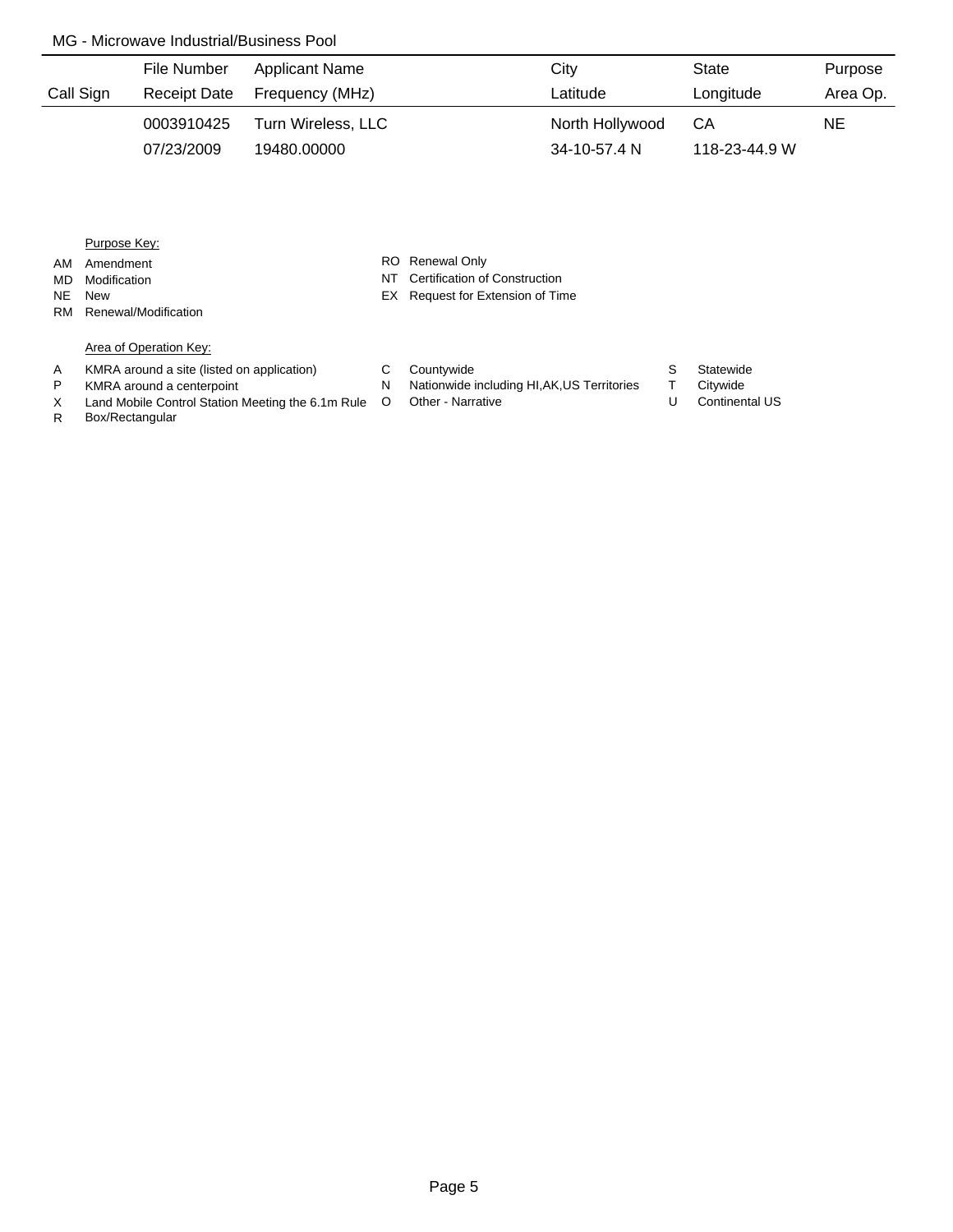## MG - Microwave Industrial/Business Pool

| Call Sign | File Number / Receipt Date | Applicant Name / Frequency (MHz) | City / Latitude | State / Longitude | Purpose / Area Op. |
|---|---|---|---|---|---|
| | 0003910425 | Turn Wireless, LLC | North Hollywood | CA | NE |
| | 07/23/2009 | 19480.00000 | 34-10-57.4 N | 118-23-44.9 W | |

Purpose Key:

- AM Amendment
- MD Modification
- NE New
- RM Renewal/Modification
- RO Renewal Only
- NT Certification of Construction
- EX Request for Extension of Time

Area of Operation Key:

- A KMRA around a site (listed on application)
- P KMRA around a centerpoint
- X Land Mobile Control Station Meeting the 6.1m Rule
- R Box/Rectangular
- C Countywide
- N Nationwide including HI,AK,US Territories
- O Other - Narrative
- S Statewide
- T Citywide
- U Continental US